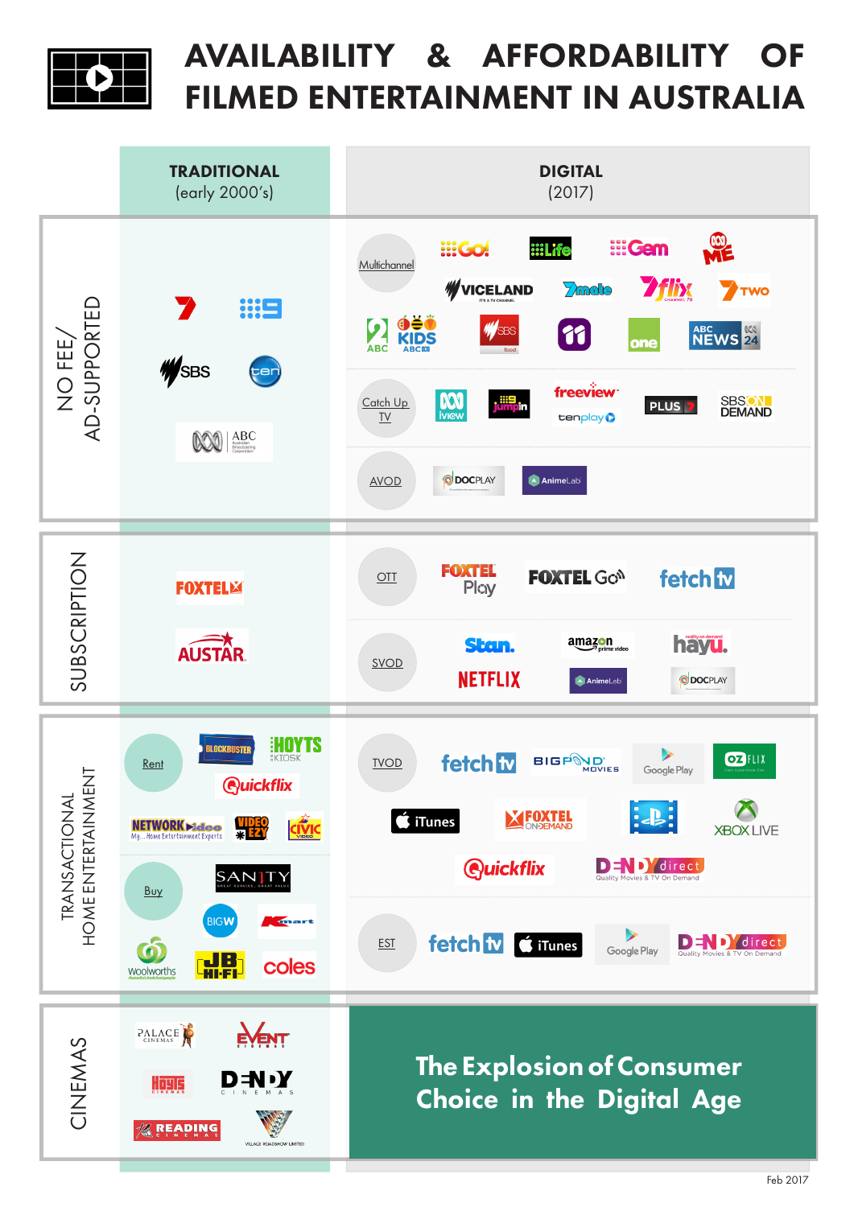# AVAILABILITY & AFFORDABILITY OF FILMED ENTERTAINMENT IN AUSTRALIA

| | TRADITIONAL (early 2000's) | DIGITAL (2017) |
|---|---|---|
| **NO FEE/ AD-SUPPORTED** | 7, 9, SBS, ten, ABC | **Multichannel:** 9Go!, 9Life, 9Gem, ABC ME, VICELAND, 7mate, 7flix, 7TWO, ABC2, ABC KIDS, SBS food, 11, one, ABC NEWS 24<br>**Catch Up TV:** ABC iview, 9jumpin, freeview, tenplay, PLUS 7, SBS ON DEMAND<br>**AVOD:** DOCPLAY, AnimeLab |
| **SUBSCRIPTION** | FOXTEL, AUSTAR | **OTT:** FOXTEL Play, FOXTEL Go, fetch tv<br>**SVOD:** Stan., amazon prime video, hayu, NETFLIX, AnimeLab, DOCPLAY |
| **TRANSACTIONAL HOME ENTERTAINMENT** | **Rent:** BLOCKBUSTER, HOYTS KIOSK, Quickflix, NETWORK video, VIDEO EZY, CIVIC VIDEO<br>**Buy:** SANITY, BIG W, Kmart, Woolworths, JB HI-FI, coles | **TVOD:** fetch tv, BIGPOND MOVIES, Google Play, OZ FLIX, iTunes, FOXTEL ON DEMAND, PlayStation, XBOX LIVE, Quickflix, DENDY direct<br>**EST:** fetch tv, iTunes, Google Play, DENDY direct |
| **CINEMAS** | PALACE CINEMAS, EVENT CINEMAS, HOYTS CINEMAS, DENDY CINEMAS, READING CINEMAS, VILLAGE ROADSHOW LIMITED | **The Explosion of Consumer Choice in the Digital Age** |

Feb 2017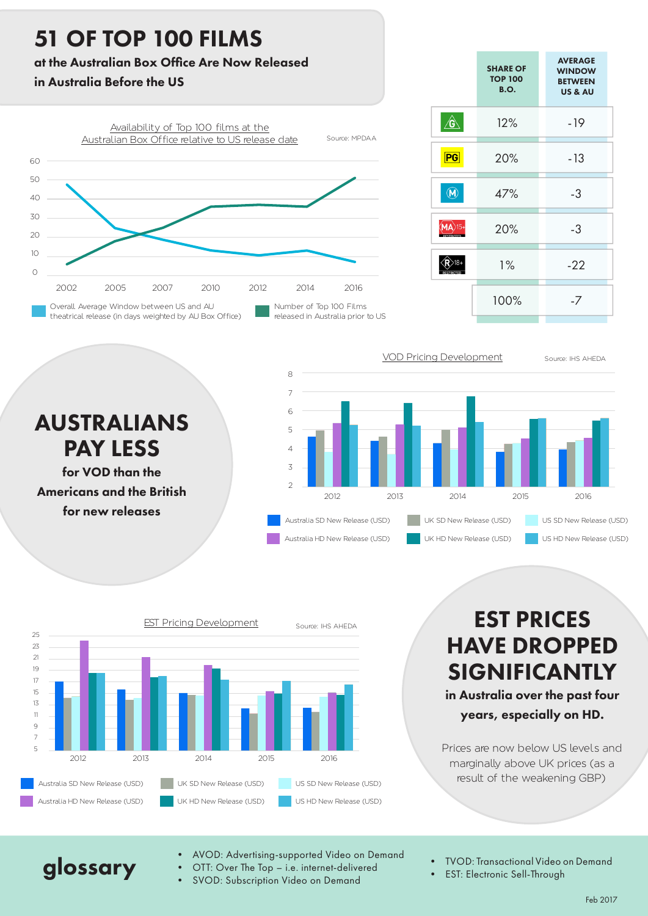# 51 OF TOP 100 FILMS

**at the Australian Box Office Are Now Released in Australia Before the US**

Availability of Top 100 films at the Australian Box Office relative to US release date

Source: MPDAA

60
50
40
30
20
10
0

2002 2005 2007 2010 2012 2014 2016

Overall Average Window between US and AU theatrical release (in days weighted by AU Box Office)

Number of Top 100 Films released in Australia prior to US

| | SHARE OF TOP 100 B.O. | AVERAGE WINDOW BETWEEN US & AU |
|---|---|---|
| G | 12% | -19 |
| PG | 20% | -13 |
| M | 47% | -3 |
| MA15+ | 20% | -3 |
| R18+ | 1% | -22 |
| | 100% | -7 |

# AUSTRALIANS PAY LESS

**for VOD than the Americans and the British for new releases**

VOD Pricing Development

Source: IHS AHEDA

8
7
6
5
4
3
2

2012 2013 2014 2015 2016

Australia SD New Release (USD)
UK SD New Release (USD)
US SD New Release (USD)
Australia HD New Release (USD)
UK HD New Release (USD)
US HD New Release (USD)

EST Pricing Development

Source: IHS AHEDA

25
23
21
19
17
15
13
11
9
7
5

2012 2013 2014 2015 2016

Australia SD New Release (USD)
UK SD New Release (USD)
US SD New Release (USD)
Australia HD New Release (USD)
UK HD New Release (USD)
US HD New Release (USD)

# EST PRICES HAVE DROPPED SIGNIFICANTLY

**in Australia over the past four years, especially on HD.**

Prices are now below US levels and marginally above UK prices (as a result of the weakening GBP)

## glossary

- AVOD: Advertising-supported Video on Demand
- OTT: Over The Top – i.e. internet-delivered
- SVOD: Subscription Video on Demand
- TVOD: Transactional Video on Demand
- EST: Electronic Sell-Through

Feb 2017